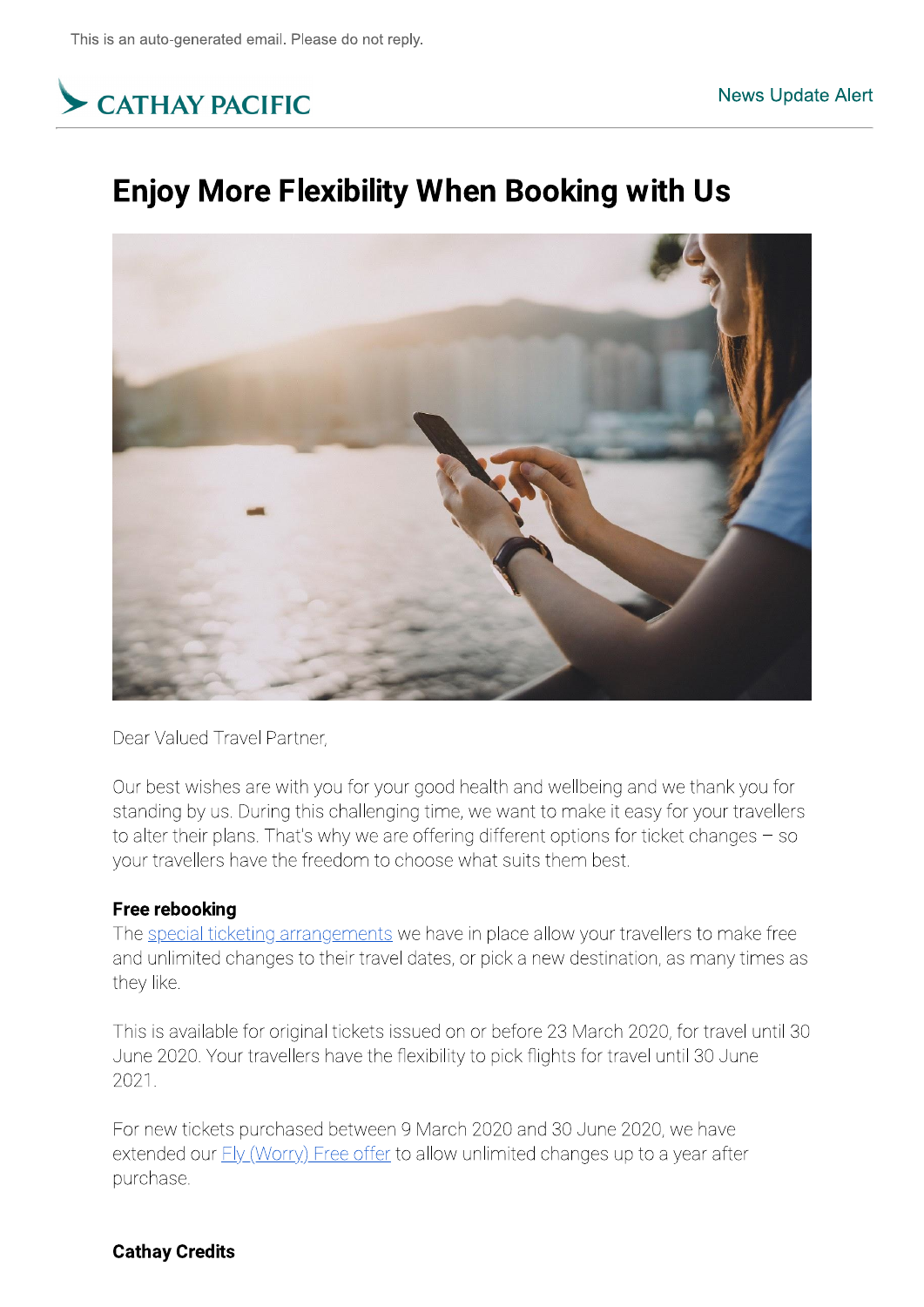This is an auto-generated email. Please do not reply.

CATHAY PACIFIC

News Update Alert

# Enjoy More Flexibility When Booking with Us

Dear Valued Travel Partner,

Our best wishes are with you for your good health and wellbeing and we thank you for standing by us. During this challenging time, we want to make it easy for your travellers to alter their plans. That's why we are offering different options for ticket changes – so your travellers have the freedom to choose what suits them best.

**Free rebooking**
The special ticketing arrangements we have in place allow your travellers to make free and unlimited changes to their travel dates, or pick a new destination, as many times as they like.

This is available for original tickets issued on or before 23 March 2020, for travel until 30 June 2020. Your travellers have the flexibility to pick flights for travel until 30 June 2021.

For new tickets purchased between 9 March 2020 and 30 June 2020, we have extended our Fly (Worry) Free offer to allow unlimited changes up to a year after purchase.

**Cathay Credits**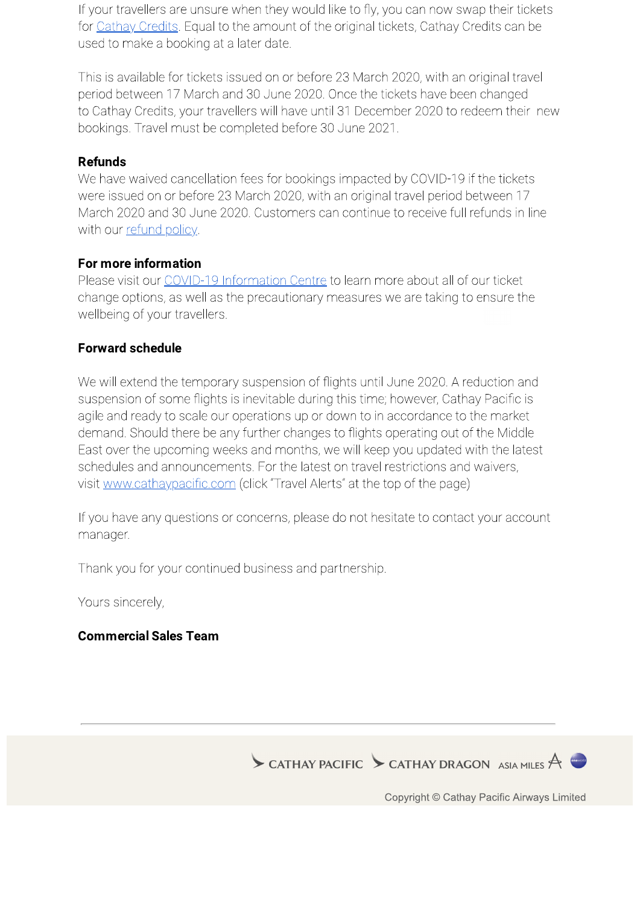If your travellers are unsure when they would like to fly, you can now swap their tickets for Cathay Credits. Equal to the amount of the original tickets, Cathay Credits can be used to make a booking at a later date.

This is available for tickets issued on or before 23 March 2020, with an original travel period between 17 March and 30 June 2020. Once the tickets have been changed to Cathay Credits, your travellers will have until 31 December 2020 to redeem their new bookings. Travel must be completed before 30 June 2021.

**Refunds**
We have waived cancellation fees for bookings impacted by COVID-19 if the tickets were issued on or before 23 March 2020, with an original travel period between 17 March 2020 and 30 June 2020. Customers can continue to receive full refunds in line with our refund policy.

**For more information**
Please visit our COVID-19 Information Centre to learn more about all of our ticket change options, as well as the precautionary measures we are taking to ensure the wellbeing of your travellers.

**Forward schedule**

We will extend the temporary suspension of flights until June 2020. A reduction and suspension of some flights is inevitable during this time; however, Cathay Pacific is agile and ready to scale our operations up or down to in accordance to the market demand. Should there be any further changes to flights operating out of the Middle East over the upcoming weeks and months, we will keep you updated with the latest schedules and announcements. For the latest on travel restrictions and waivers, visit www.cathaypacific.com (click "Travel Alerts" at the top of the page)

If you have any questions or concerns, please do not hesitate to contact your account manager.

Thank you for your continued business and partnership.

Yours sincerely,

**Commercial Sales Team**

CATHAY PACIFIC CATHAY DRAGON ASIA MILES

Copyright © Cathay Pacific Airways Limited